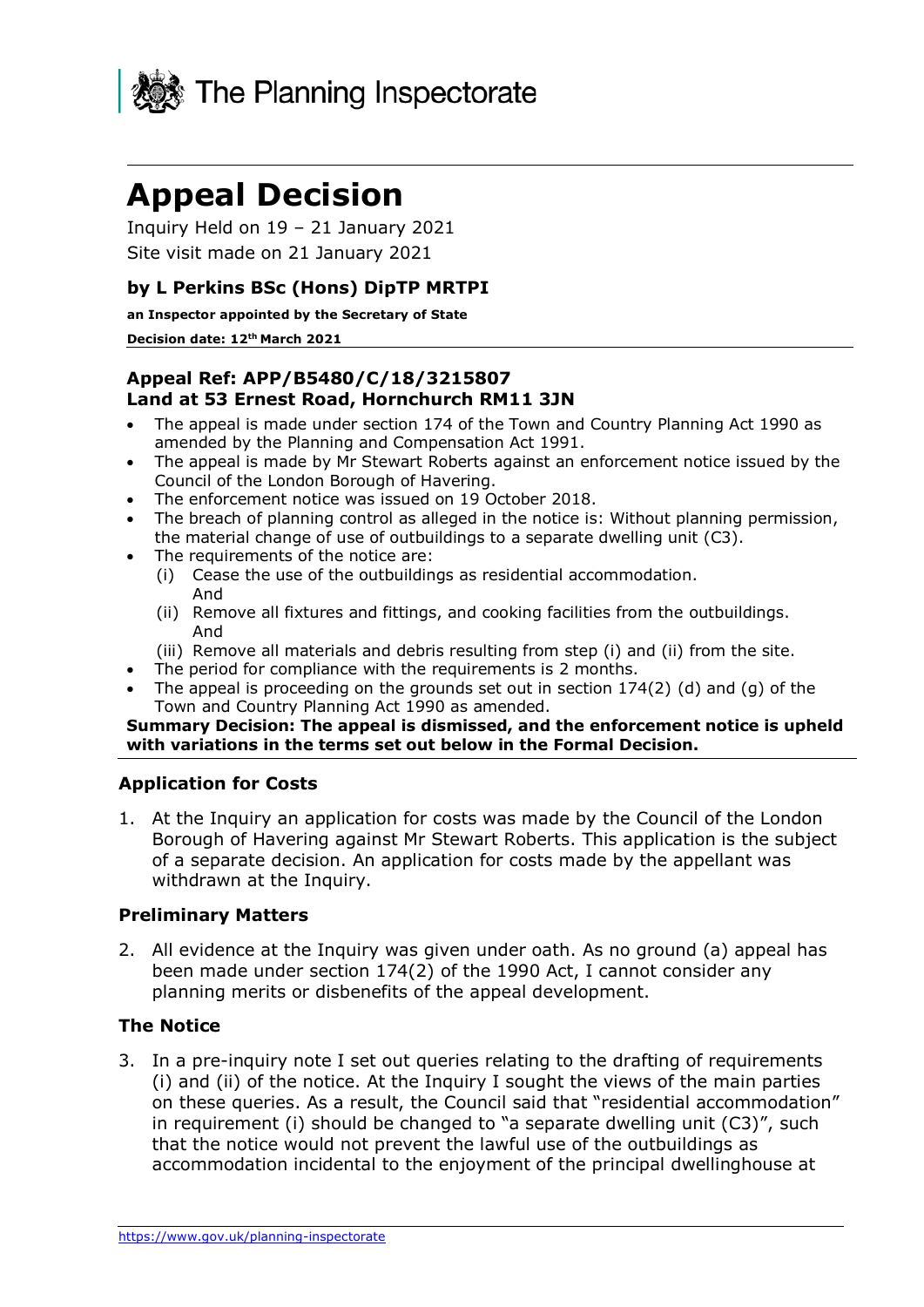The Planning Inspectorate

# Appeal Decision

Inquiry Held on 19 – 21 January 2021

Site visit made on 21 January 2021

### by L Perkins BSc (Hons) DipTP MRTPI

**an Inspector appointed by the Secretary of State**

**Decision date: 12th March 2021**

### Appeal Ref: APP/B5480/C/18/3215807
### Land at 53 Ernest Road, Hornchurch RM11 3JN

- The appeal is made under section 174 of the Town and Country Planning Act 1990 as amended by the Planning and Compensation Act 1991.
- The appeal is made by Mr Stewart Roberts against an enforcement notice issued by the Council of the London Borough of Havering.
- The enforcement notice was issued on 19 October 2018.
- The breach of planning control as alleged in the notice is: Without planning permission, the material change of use of outbuildings to a separate dwelling unit (C3).
- The requirements of the notice are:
  - (i) Cease the use of the outbuildings as residential accommodation. And
  - (ii) Remove all fixtures and fittings, and cooking facilities from the outbuildings. And
  - (iii) Remove all materials and debris resulting from step (i) and (ii) from the site.
- The period for compliance with the requirements is 2 months.
- The appeal is proceeding on the grounds set out in section 174(2) (d) and (g) of the Town and Country Planning Act 1990 as amended.

**Summary Decision: The appeal is dismissed, and the enforcement notice is upheld with variations in the terms set out below in the Formal Decision.**

## Application for Costs

1. At the Inquiry an application for costs was made by the Council of the London Borough of Havering against Mr Stewart Roberts. This application is the subject of a separate decision. An application for costs made by the appellant was withdrawn at the Inquiry.

## Preliminary Matters

2. All evidence at the Inquiry was given under oath. As no ground (a) appeal has been made under section 174(2) of the 1990 Act, I cannot consider any planning merits or disbenefits of the appeal development.

## The Notice

3. In a pre-inquiry note I set out queries relating to the drafting of requirements (i) and (ii) of the notice. At the Inquiry I sought the views of the main parties on these queries. As a result, the Council said that "residential accommodation" in requirement (i) should be changed to "a separate dwelling unit (C3)", such that the notice would not prevent the lawful use of the outbuildings as accommodation incidental to the enjoyment of the principal dwellinghouse at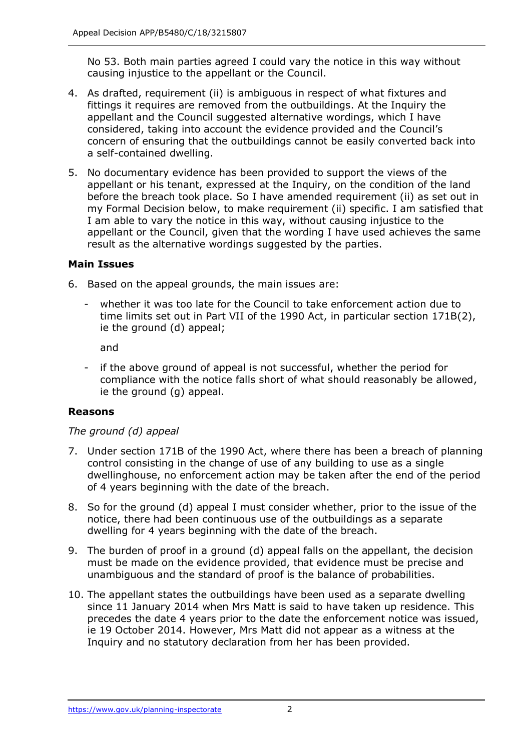No 53. Both main parties agreed I could vary the notice in this way without causing injustice to the appellant or the Council.

4. As drafted, requirement (ii) is ambiguous in respect of what fixtures and fittings it requires are removed from the outbuildings. At the Inquiry the appellant and the Council suggested alternative wordings, which I have considered, taking into account the evidence provided and the Council's concern of ensuring that the outbuildings cannot be easily converted back into a self-contained dwelling.

5. No documentary evidence has been provided to support the views of the appellant or his tenant, expressed at the Inquiry, on the condition of the land before the breach took place. So I have amended requirement (ii) as set out in my Formal Decision below, to make requirement (ii) specific. I am satisfied that I am able to vary the notice in this way, without causing injustice to the appellant or the Council, given that the wording I have used achieves the same result as the alternative wordings suggested by the parties.

### Main Issues

6. Based on the appeal grounds, the main issues are:

   - whether it was too late for the Council to take enforcement action due to time limits set out in Part VII of the 1990 Act, in particular section 171B(2), ie the ground (d) appeal;

     and

   - if the above ground of appeal is not successful, whether the period for compliance with the notice falls short of what should reasonably be allowed, ie the ground (g) appeal.

### Reasons

*The ground (d) appeal*

7. Under section 171B of the 1990 Act, where there has been a breach of planning control consisting in the change of use of any building to use as a single dwellinghouse, no enforcement action may be taken after the end of the period of 4 years beginning with the date of the breach.

8. So for the ground (d) appeal I must consider whether, prior to the issue of the notice, there had been continuous use of the outbuildings as a separate dwelling for 4 years beginning with the date of the breach.

9. The burden of proof in a ground (d) appeal falls on the appellant, the decision must be made on the evidence provided, that evidence must be precise and unambiguous and the standard of proof is the balance of probabilities.

10. The appellant states the outbuildings have been used as a separate dwelling since 11 January 2014 when Mrs Matt is said to have taken up residence. This precedes the date 4 years prior to the date the enforcement notice was issued, ie 19 October 2014. However, Mrs Matt did not appear as a witness at the Inquiry and no statutory declaration from her has been provided.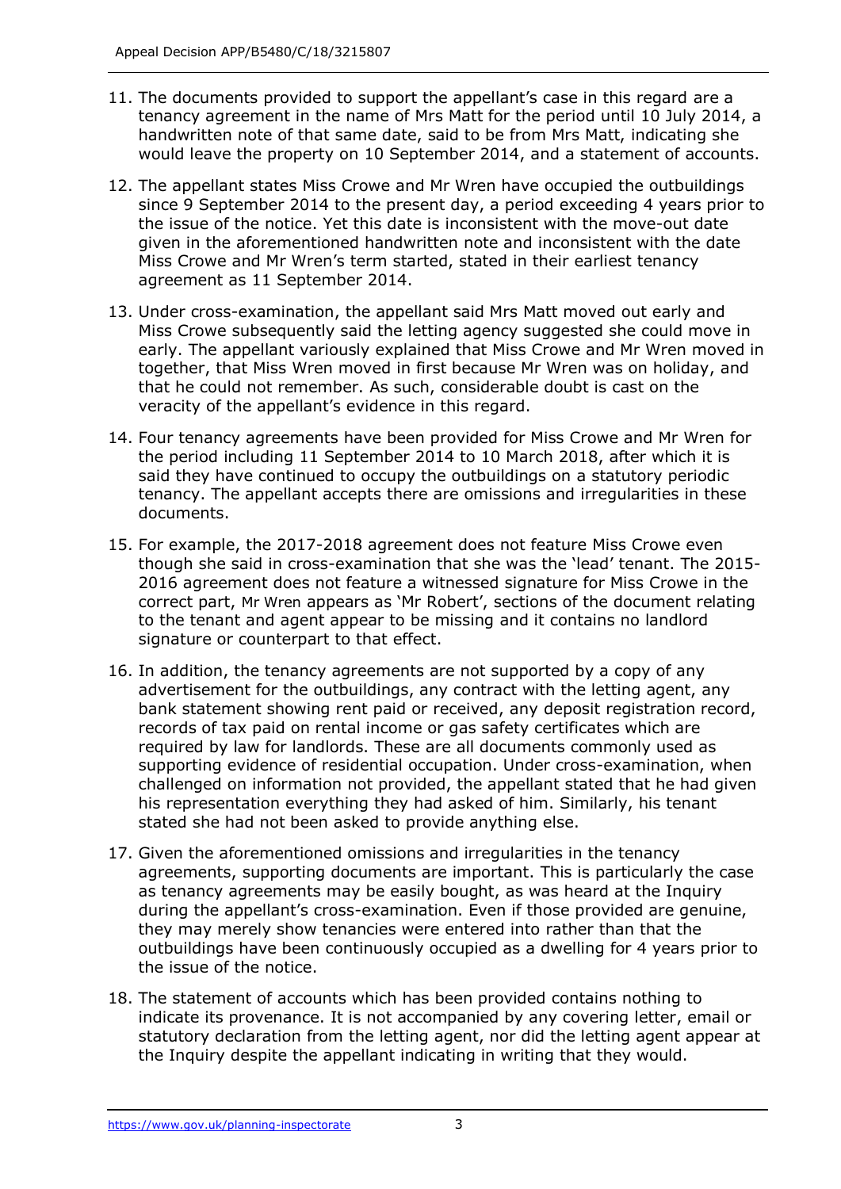11. The documents provided to support the appellant's case in this regard are a tenancy agreement in the name of Mrs Matt for the period until 10 July 2014, a handwritten note of that same date, said to be from Mrs Matt, indicating she would leave the property on 10 September 2014, and a statement of accounts.

12. The appellant states Miss Crowe and Mr Wren have occupied the outbuildings since 9 September 2014 to the present day, a period exceeding 4 years prior to the issue of the notice. Yet this date is inconsistent with the move-out date given in the aforementioned handwritten note and inconsistent with the date Miss Crowe and Mr Wren's term started, stated in their earliest tenancy agreement as 11 September 2014.

13. Under cross-examination, the appellant said Mrs Matt moved out early and Miss Crowe subsequently said the letting agency suggested she could move in early. The appellant variously explained that Miss Crowe and Mr Wren moved in together, that Miss Wren moved in first because Mr Wren was on holiday, and that he could not remember. As such, considerable doubt is cast on the veracity of the appellant's evidence in this regard.

14. Four tenancy agreements have been provided for Miss Crowe and Mr Wren for the period including 11 September 2014 to 10 March 2018, after which it is said they have continued to occupy the outbuildings on a statutory periodic tenancy. The appellant accepts there are omissions and irregularities in these documents.

15. For example, the 2017-2018 agreement does not feature Miss Crowe even though she said in cross-examination that she was the 'lead' tenant. The 2015-2016 agreement does not feature a witnessed signature for Miss Crowe in the correct part, Mr Wren appears as 'Mr Robert', sections of the document relating to the tenant and agent appear to be missing and it contains no landlord signature or counterpart to that effect.

16. In addition, the tenancy agreements are not supported by a copy of any advertisement for the outbuildings, any contract with the letting agent, any bank statement showing rent paid or received, any deposit registration record, records of tax paid on rental income or gas safety certificates which are required by law for landlords. These are all documents commonly used as supporting evidence of residential occupation. Under cross-examination, when challenged on information not provided, the appellant stated that he had given his representation everything they had asked of him. Similarly, his tenant stated she had not been asked to provide anything else.

17. Given the aforementioned omissions and irregularities in the tenancy agreements, supporting documents are important. This is particularly the case as tenancy agreements may be easily bought, as was heard at the Inquiry during the appellant's cross-examination. Even if those provided are genuine, they may merely show tenancies were entered into rather than that the outbuildings have been continuously occupied as a dwelling for 4 years prior to the issue of the notice.

18. The statement of accounts which has been provided contains nothing to indicate its provenance. It is not accompanied by any covering letter, email or statutory declaration from the letting agent, nor did the letting agent appear at the Inquiry despite the appellant indicating in writing that they would.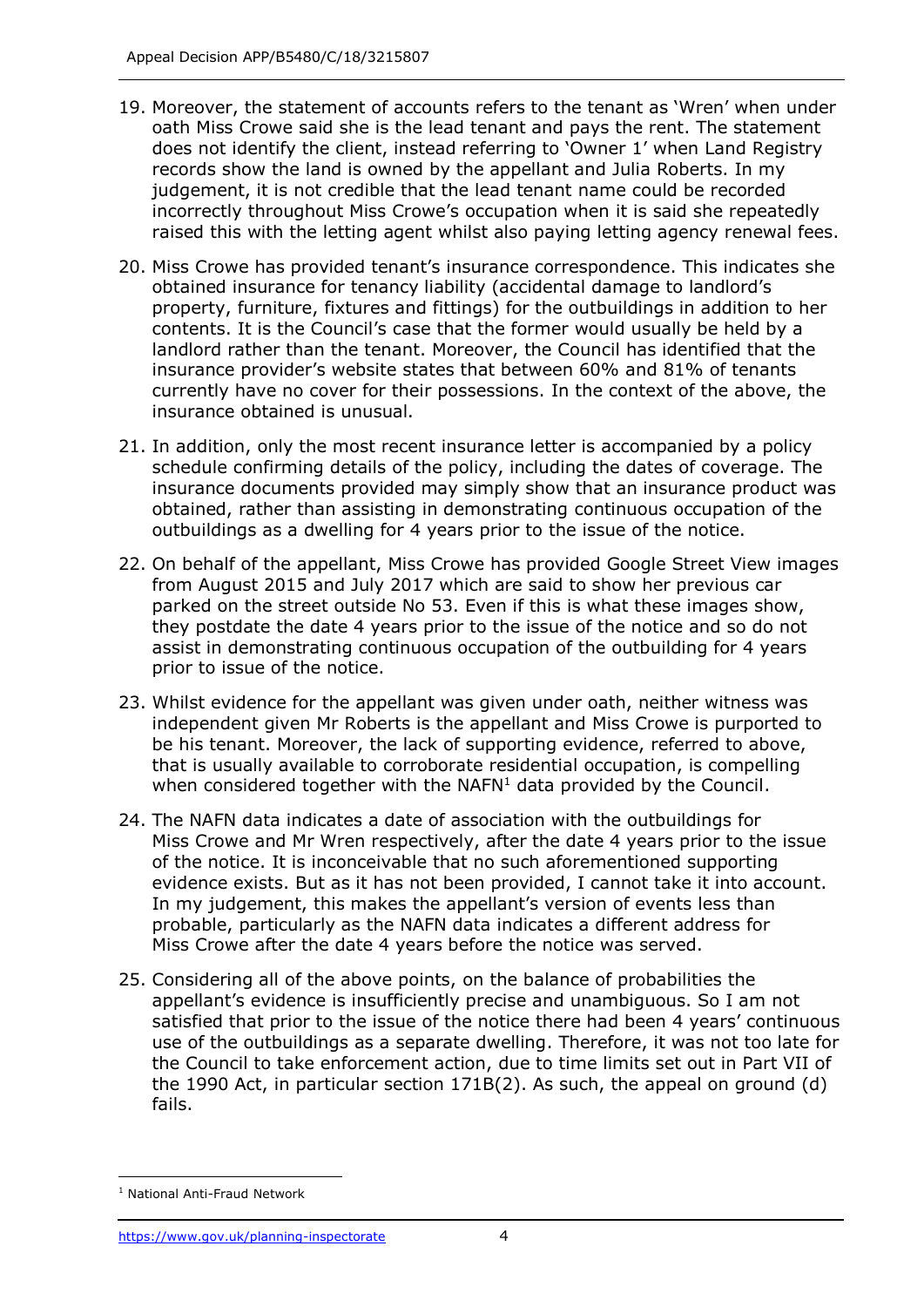19. Moreover, the statement of accounts refers to the tenant as 'Wren' when under oath Miss Crowe said she is the lead tenant and pays the rent. The statement does not identify the client, instead referring to 'Owner 1' when Land Registry records show the land is owned by the appellant and Julia Roberts. In my judgement, it is not credible that the lead tenant name could be recorded incorrectly throughout Miss Crowe's occupation when it is said she repeatedly raised this with the letting agent whilst also paying letting agency renewal fees.

20. Miss Crowe has provided tenant's insurance correspondence. This indicates she obtained insurance for tenancy liability (accidental damage to landlord's property, furniture, fixtures and fittings) for the outbuildings in addition to her contents. It is the Council's case that the former would usually be held by a landlord rather than the tenant. Moreover, the Council has identified that the insurance provider's website states that between 60% and 81% of tenants currently have no cover for their possessions. In the context of the above, the insurance obtained is unusual.

21. In addition, only the most recent insurance letter is accompanied by a policy schedule confirming details of the policy, including the dates of coverage. The insurance documents provided may simply show that an insurance product was obtained, rather than assisting in demonstrating continuous occupation of the outbuildings as a dwelling for 4 years prior to the issue of the notice.

22. On behalf of the appellant, Miss Crowe has provided Google Street View images from August 2015 and July 2017 which are said to show her previous car parked on the street outside No 53. Even if this is what these images show, they postdate the date 4 years prior to the issue of the notice and so do not assist in demonstrating continuous occupation of the outbuilding for 4 years prior to issue of the notice.

23. Whilst evidence for the appellant was given under oath, neither witness was independent given Mr Roberts is the appellant and Miss Crowe is purported to be his tenant. Moreover, the lack of supporting evidence, referred to above, that is usually available to corroborate residential occupation, is compelling when considered together with the NAFN[1] data provided by the Council.

24. The NAFN data indicates a date of association with the outbuildings for Miss Crowe and Mr Wren respectively, after the date 4 years prior to the issue of the notice. It is inconceivable that no such aforementioned supporting evidence exists. But as it has not been provided, I cannot take it into account. In my judgement, this makes the appellant's version of events less than probable, particularly as the NAFN data indicates a different address for Miss Crowe after the date 4 years before the notice was served.

25. Considering all of the above points, on the balance of probabilities the appellant's evidence is insufficiently precise and unambiguous. So I am not satisfied that prior to the issue of the notice there had been 4 years' continuous use of the outbuildings as a separate dwelling. Therefore, it was not too late for the Council to take enforcement action, due to time limits set out in Part VII of the 1990 Act, in particular section 171B(2). As such, the appeal on ground (d) fails.

[1] National Anti-Fraud Network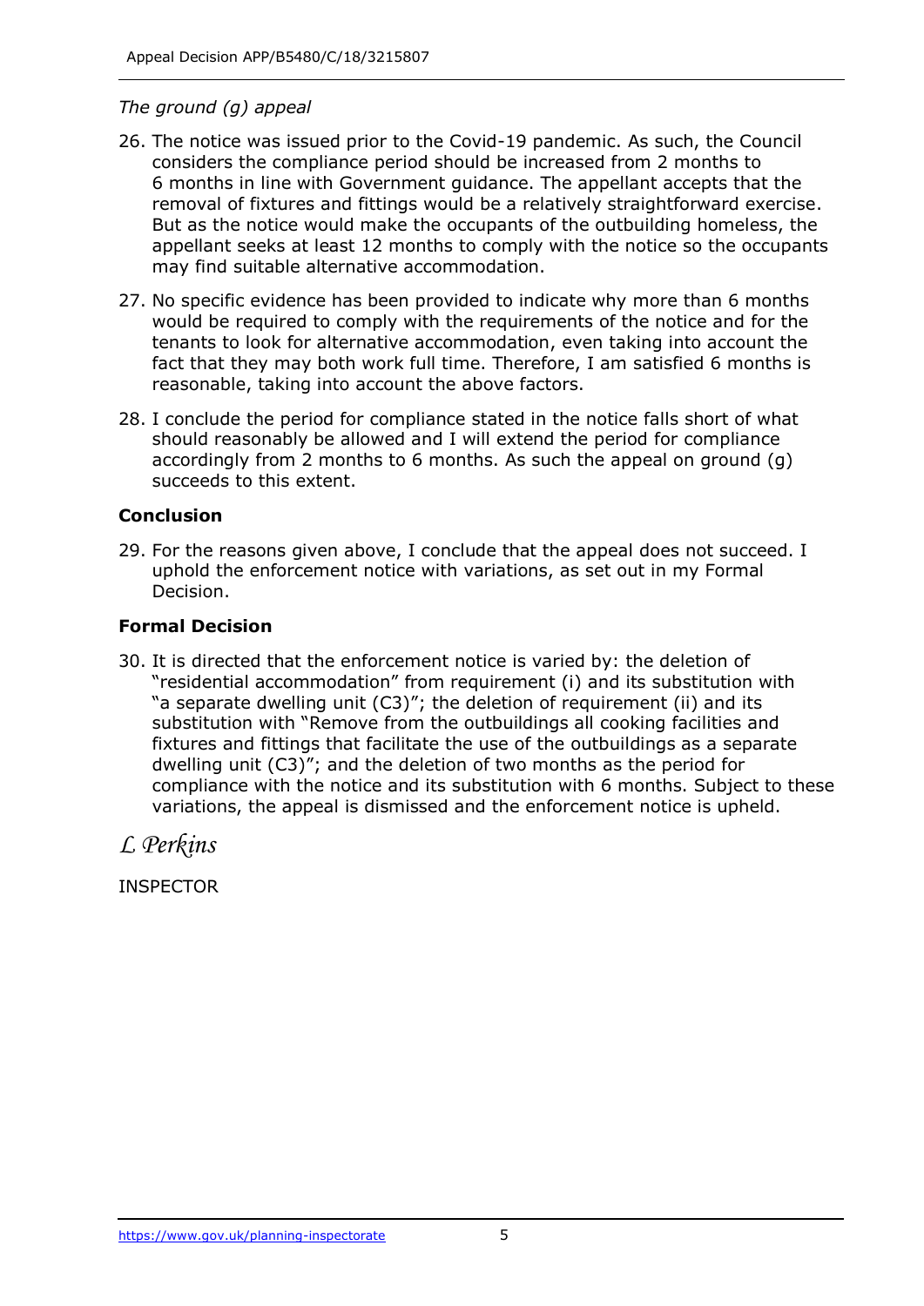*The ground (g) appeal*

26. The notice was issued prior to the Covid-19 pandemic. As such, the Council considers the compliance period should be increased from 2 months to 6 months in line with Government guidance. The appellant accepts that the removal of fixtures and fittings would be a relatively straightforward exercise. But as the notice would make the occupants of the outbuilding homeless, the appellant seeks at least 12 months to comply with the notice so the occupants may find suitable alternative accommodation.

27. No specific evidence has been provided to indicate why more than 6 months would be required to comply with the requirements of the notice and for the tenants to look for alternative accommodation, even taking into account the fact that they may both work full time. Therefore, I am satisfied 6 months is reasonable, taking into account the above factors.

28. I conclude the period for compliance stated in the notice falls short of what should reasonably be allowed and I will extend the period for compliance accordingly from 2 months to 6 months. As such the appeal on ground (g) succeeds to this extent.

## Conclusion

29. For the reasons given above, I conclude that the appeal does not succeed. I uphold the enforcement notice with variations, as set out in my Formal Decision.

## Formal Decision

30. It is directed that the enforcement notice is varied by: the deletion of "residential accommodation" from requirement (i) and its substitution with "a separate dwelling unit (C3)"; the deletion of requirement (ii) and its substitution with "Remove from the outbuildings all cooking facilities and fixtures and fittings that facilitate the use of the outbuildings as a separate dwelling unit (C3)"; and the deletion of two months as the period for compliance with the notice and its substitution with 6 months. Subject to these variations, the appeal is dismissed and the enforcement notice is upheld.

*L Perkins*

INSPECTOR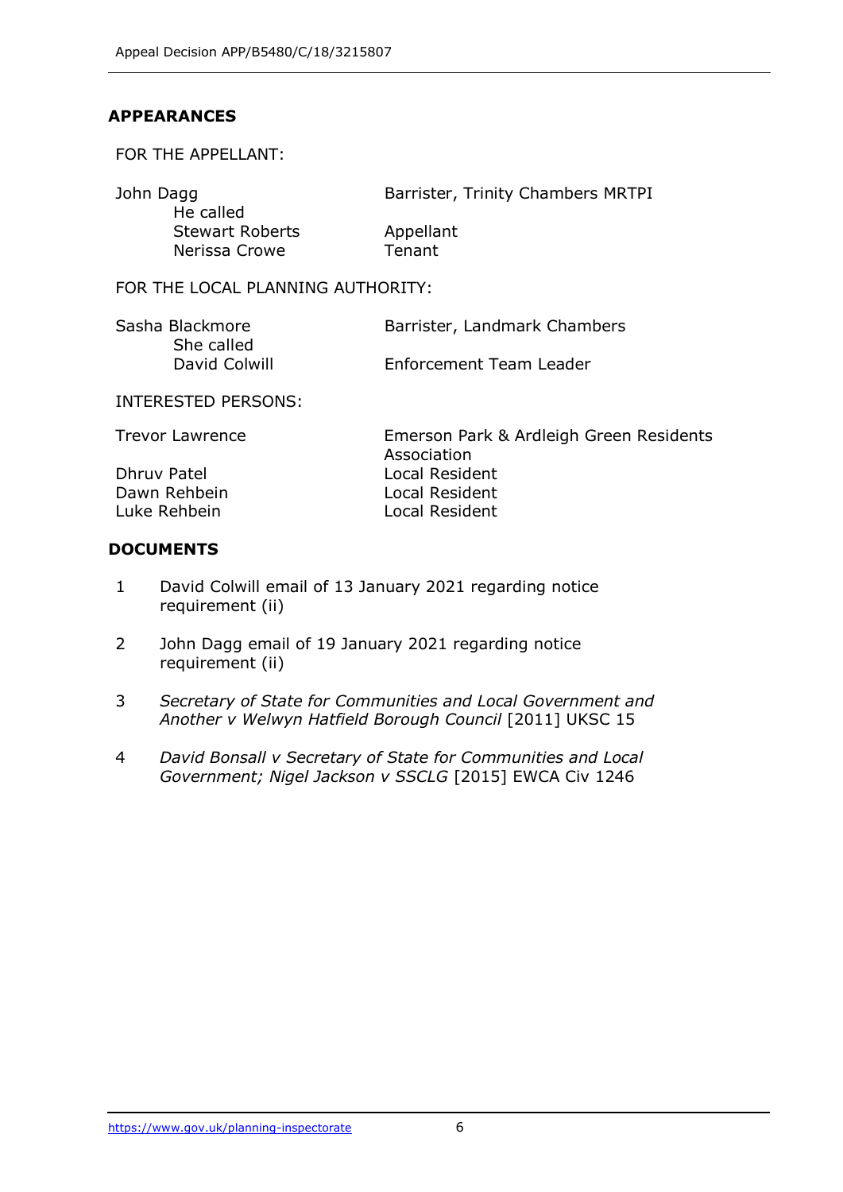## APPEARANCES

FOR THE APPELLANT:

| | |
|---|---|
| John Dagg | Barrister, Trinity Chambers MRTPI |
| He called | |
| Stewart Roberts | Appellant |
| Nerissa Crowe | Tenant |

FOR THE LOCAL PLANNING AUTHORITY:

| | |
|---|---|
| Sasha Blackmore | Barrister, Landmark Chambers |
| She called | |
| David Colwill | Enforcement Team Leader |

INTERESTED PERSONS:

| | |
|---|---|
| Trevor Lawrence | Emerson Park & Ardleigh Green Residents Association |
| Dhruv Patel | Local Resident |
| Dawn Rehbein | Local Resident |
| Luke Rehbein | Local Resident |

## DOCUMENTS

1. David Colwill email of 13 January 2021 regarding notice requirement (ii)
2. John Dagg email of 19 January 2021 regarding notice requirement (ii)
3. *Secretary of State for Communities and Local Government and Another v Welwyn Hatfield Borough Council* [2011] UKSC 15
4. *David Bonsall v Secretary of State for Communities and Local Government; Nigel Jackson v SSCLG* [2015] EWCA Civ 1246